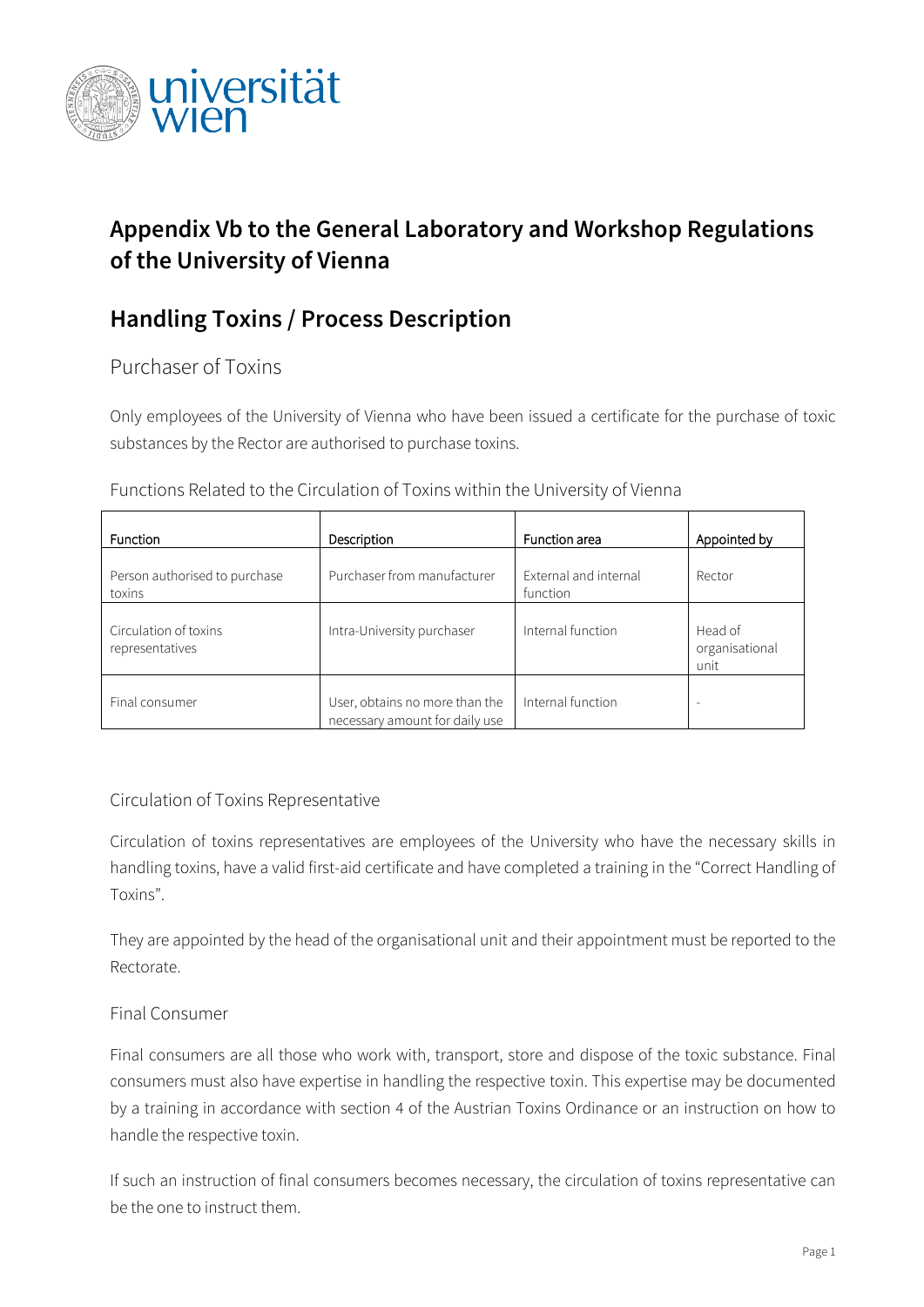# Appendix Vb to the General Laboratory and Workshop Regulations of the University of Vienna

## Handling Toxins / Process Description

### Purchaser of Toxins

Only employees of the University of Vienna who have been issued a certificate for the purchase of toxic substances by the Rector are authorised to purchase toxins.

### Functions Related to the Circulation of Toxins within the University of Vienna

| Function | Description | Function area | Appointed by |
| --- | --- | --- | --- |
| Person authorised to purchase toxins | Purchaser from manufacturer | External and internal function | Rector |
| Circulation of toxins representatives | Intra-University purchaser | Internal function | Head of organisational unit |
| Final consumer | User, obtains no more than the necessary amount for daily use | Internal function | - |

### Circulation of Toxins Representative

Circulation of toxins representatives are employees of the University who have the necessary skills in handling toxins, have a valid first-aid certificate and have completed a training in the "Correct Handling of Toxins".

They are appointed by the head of the organisational unit and their appointment must be reported to the Rectorate.

### Final Consumer

Final consumers are all those who work with, transport, store and dispose of the toxic substance. Final consumers must also have expertise in handling the respective toxin. This expertise may be documented by a training in accordance with section 4 of the Austrian Toxins Ordinance or an instruction on how to handle the respective toxin.

If such an instruction of final consumers becomes necessary, the circulation of toxins representative can be the one to instruct them.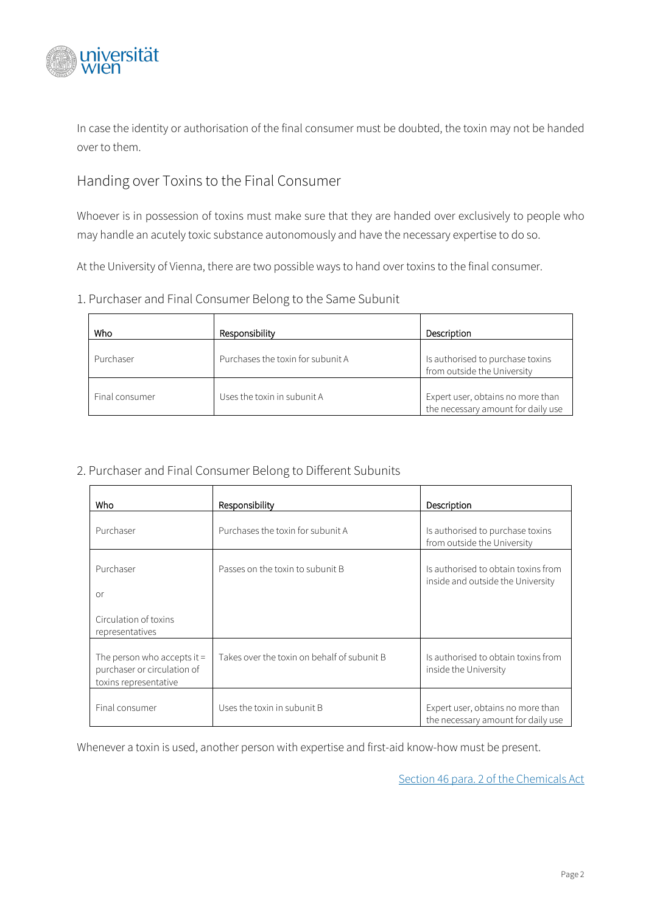In case the identity or authorisation of the final consumer must be doubted, the toxin may not be handed over to them.

## Handing over Toxins to the Final Consumer

Whoever is in possession of toxins must make sure that they are handed over exclusively to people who may handle an acutely toxic substance autonomously and have the necessary expertise to do so.

At the University of Vienna, there are two possible ways to hand over toxins to the final consumer.

### 1. Purchaser and Final Consumer Belong to the Same Subunit

| Who | Responsibility | Description |
| --- | --- | --- |
| Purchaser | Purchases the toxin for subunit A | Is authorised to purchase toxins from outside the University |
| Final consumer | Uses the toxin in subunit A | Expert user, obtains no more than the necessary amount for daily use |

### 2. Purchaser and Final Consumer Belong to Different Subunits

| Who | Responsibility | Description |
| --- | --- | --- |
| Purchaser | Purchases the toxin for subunit A | Is authorised to purchase toxins from outside the University |
| Purchaser<br><br>or<br><br>Circulation of toxins representatives | Passes on the toxin to subunit B | Is authorised to obtain toxins from inside and outside the University |
| The person who accepts it = purchaser or circulation of toxins representative | Takes over the toxin on behalf of subunit B | Is authorised to obtain toxins from inside the University |
| Final consumer | Uses the toxin in subunit B | Expert user, obtains no more than the necessary amount for daily use |

Whenever a toxin is used, another person with expertise and first-aid know-how must be present.

Section 46 para. 2 of the Chemicals Act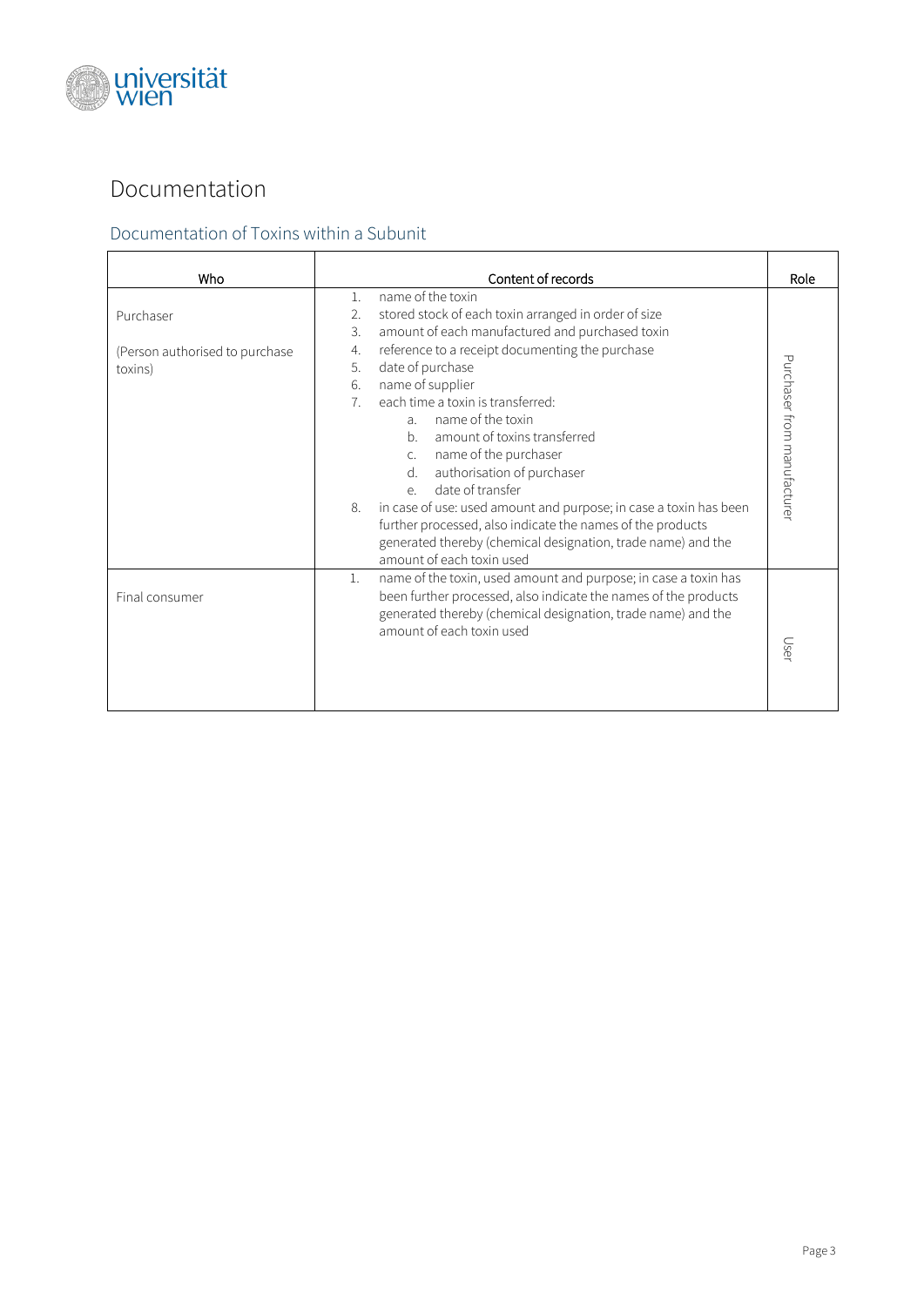# Documentation

## Documentation of Toxins within a Subunit

| Who | Content of records | Role |
|---|---|---|
| Purchaser<br><br>(Person authorised to purchase toxins) | 1. name of the toxin<br>2. stored stock of each toxin arranged in order of size<br>3. amount of each manufactured and purchased toxin<br>4. reference to a receipt documenting the purchase<br>5. date of purchase<br>6. name of supplier<br>7. each time a toxin is transferred:<br>&nbsp;&nbsp;&nbsp;&nbsp;a. name of the toxin<br>&nbsp;&nbsp;&nbsp;&nbsp;b. amount of toxins transferred<br>&nbsp;&nbsp;&nbsp;&nbsp;c. name of the purchaser<br>&nbsp;&nbsp;&nbsp;&nbsp;d. authorisation of purchaser<br>&nbsp;&nbsp;&nbsp;&nbsp;e. date of transfer<br>8. in case of use: used amount and purpose; in case a toxin has been further processed, also indicate the names of the products generated thereby (chemical designation, trade name) and the amount of each toxin used | Purchaser from manufacturer |
| Final consumer | 1. name of the toxin, used amount and purpose; in case a toxin has been further processed, also indicate the names of the products generated thereby (chemical designation, trade name) and the amount of each toxin used | User |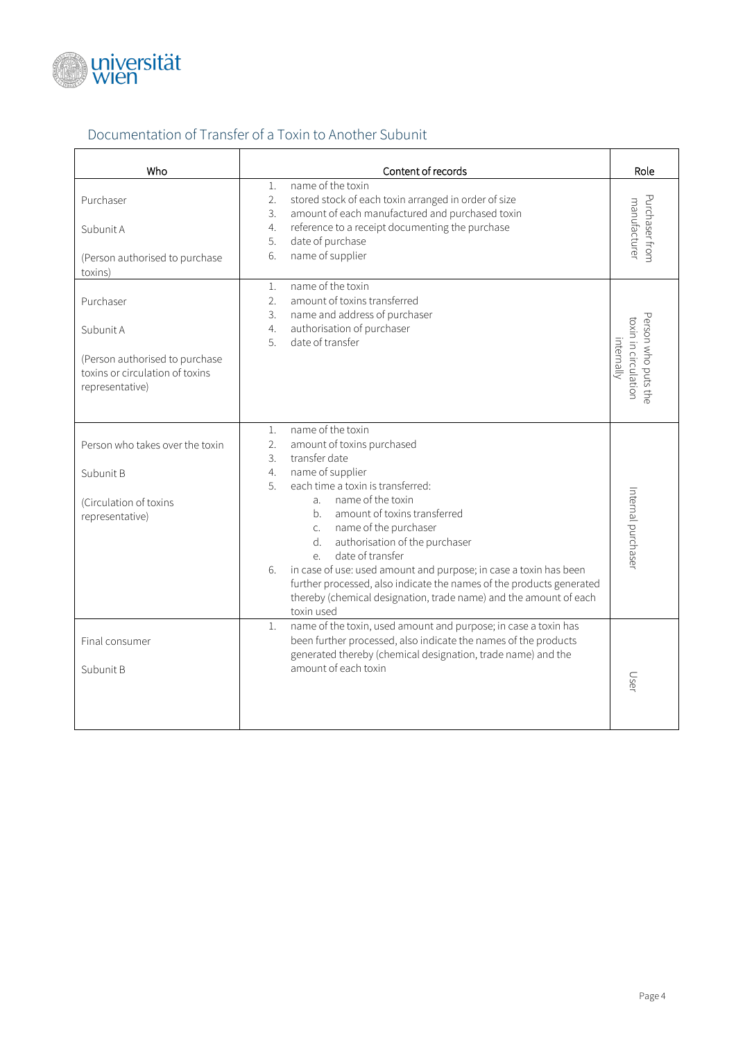## Documentation of Transfer of a Toxin to Another Subunit

| Who | Content of records | Role |
|---|---|---|
| Purchaser<br><br>Subunit A<br><br>(Person authorised to purchase toxins) | 1. name of the toxin<br>2. stored stock of each toxin arranged in order of size<br>3. amount of each manufactured and purchased toxin<br>4. reference to a receipt documenting the purchase<br>5. date of purchase<br>6. name of supplier | Purchaser from manufacturer |
| Purchaser<br><br>Subunit A<br><br>(Person authorised to purchase toxins or circulation of toxins representative) | 1. name of the toxin<br>2. amount of toxins transferred<br>3. name and address of purchaser<br>4. authorisation of purchaser<br>5. date of transfer | Person who puts the toxin in circulation internally |
| Person who takes over the toxin<br><br>Subunit B<br><br>(Circulation of toxins representative) | 1. name of the toxin<br>2. amount of toxins purchased<br>3. transfer date<br>4. name of supplier<br>5. each time a toxin is transferred:<br>a. name of the toxin<br>b. amount of toxins transferred<br>c. name of the purchaser<br>d. authorisation of the purchaser<br>e. date of transfer<br>6. in case of use: used amount and purpose; in case a toxin has been further processed, also indicate the names of the products generated thereby (chemical designation, trade name) and the amount of each toxin used | Internal purchaser |
| Final consumer<br><br>Subunit B | 1. name of the toxin, used amount and purpose; in case a toxin has been further processed, also indicate the names of the products generated thereby (chemical designation, trade name) and the amount of each toxin | User |